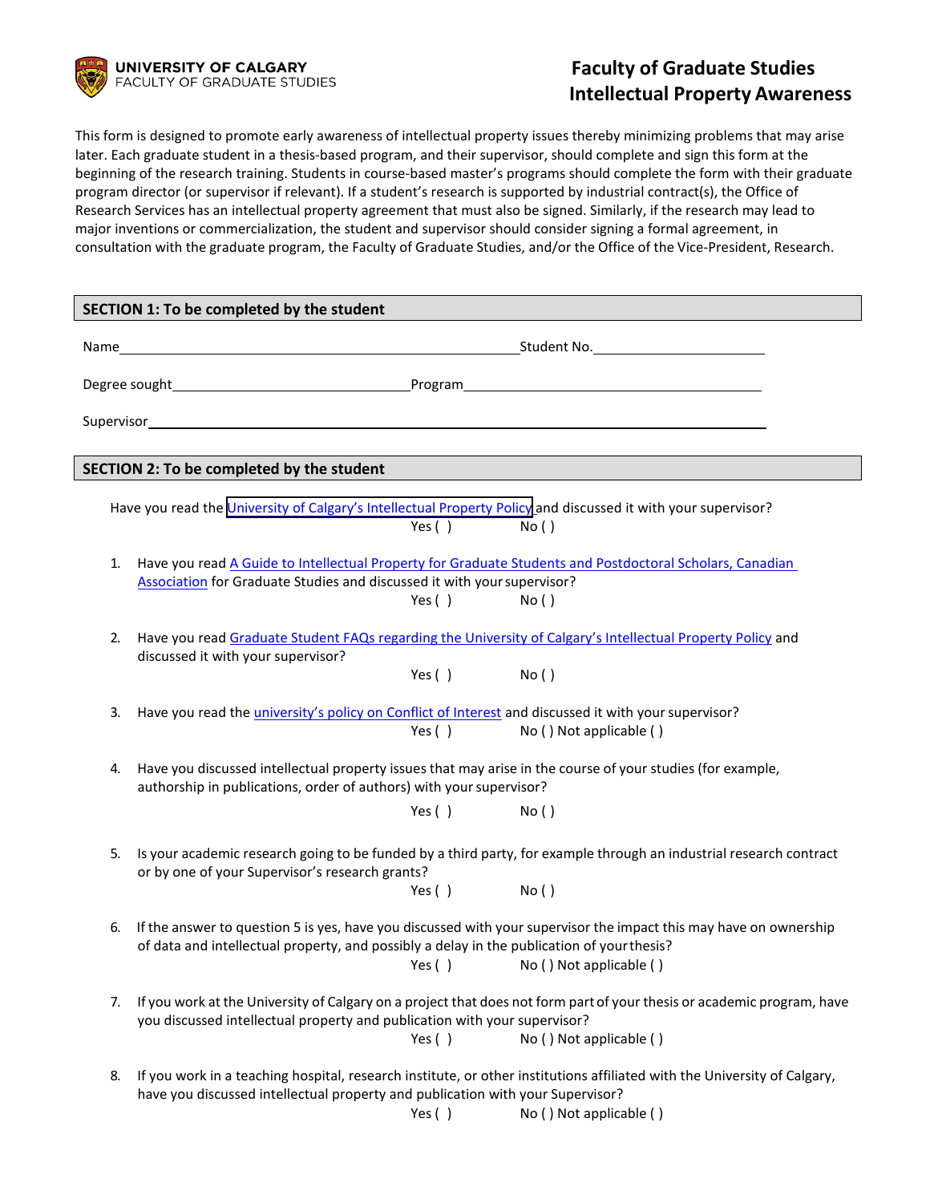UNIVERSITY OF CALGARY
FACULTY OF GRADUATE STUDIES

# Faculty of Graduate Studies
# Intellectual Property Awareness

This form is designed to promote early awareness of intellectual property issues thereby minimizing problems that may arise later. Each graduate student in a thesis-based program, and their supervisor, should complete and sign this form at the beginning of the research training. Students in course-based master's programs should complete the form with their graduate program director (or supervisor if relevant). If a student's research is supported by industrial contract(s), the Office of Research Services has an intellectual property agreement that must also be signed. Similarly, if the research may lead to major inventions or commercialization, the student and supervisor should consider signing a formal agreement, in consultation with the graduate program, the Faculty of Graduate Studies, and/or the Office of the Vice-President, Research.

## SECTION 1: To be completed by the student

Name\_\_\_\_\_\_\_\_\_\_\_\_\_\_\_\_\_\_\_\_\_\_\_\_\_\_\_\_\_\_\_\_\_\_\_\_\_\_\_\_ Student No.\_\_\_\_\_\_\_\_\_\_\_\_\_\_\_\_\_\_\_\_

Degree sought\_\_\_\_\_\_\_\_\_\_\_\_\_\_\_\_\_\_\_\_\_\_\_\_\_\_\_\_ Program\_\_\_\_\_\_\_\_\_\_\_\_\_\_\_\_\_\_\_\_\_\_\_\_\_\_\_\_\_\_\_\_\_\_\_\_

Supervisor\_\_\_\_\_\_\_\_\_\_\_\_\_\_\_\_\_\_\_\_\_\_\_\_\_\_\_\_\_\_\_\_\_\_\_\_\_\_\_\_\_\_\_\_\_\_\_\_\_\_\_\_\_\_\_\_\_\_\_\_\_\_\_\_\_\_\_\_

## SECTION 2: To be completed by the student

Have you read the University of Calgary's Intellectual Property Policy and discussed it with your supervisor?
Yes ( ) No ( )

1. Have you read A Guide to Intellectual Property for Graduate Students and Postdoctoral Scholars, Canadian Association for Graduate Studies and discussed it with your supervisor?
   Yes ( ) No ( )

2. Have you read Graduate Student FAQs regarding the University of Calgary's Intellectual Property Policy and discussed it with your supervisor?
   Yes ( ) No ( )

3. Have you read the university's policy on Conflict of Interest and discussed it with your supervisor?
   Yes ( ) No ( ) Not applicable ( )

4. Have you discussed intellectual property issues that may arise in the course of your studies (for example, authorship in publications, order of authors) with your supervisor?
   Yes ( ) No ( )

5. Is your academic research going to be funded by a third party, for example through an industrial research contract or by one of your Supervisor's research grants?
   Yes ( ) No ( )

6. If the answer to question 5 is yes, have you discussed with your supervisor the impact this may have on ownership of data and intellectual property, and possibly a delay in the publication of your thesis?
   Yes ( ) No ( ) Not applicable ( )

7. If you work at the University of Calgary on a project that does not form part of your thesis or academic program, have you discussed intellectual property and publication with your supervisor?
   Yes ( ) No ( ) Not applicable ( )

8. If you work in a teaching hospital, research institute, or other institutions affiliated with the University of Calgary, have you discussed intellectual property and publication with your Supervisor?
   Yes ( ) No ( ) Not applicable ( )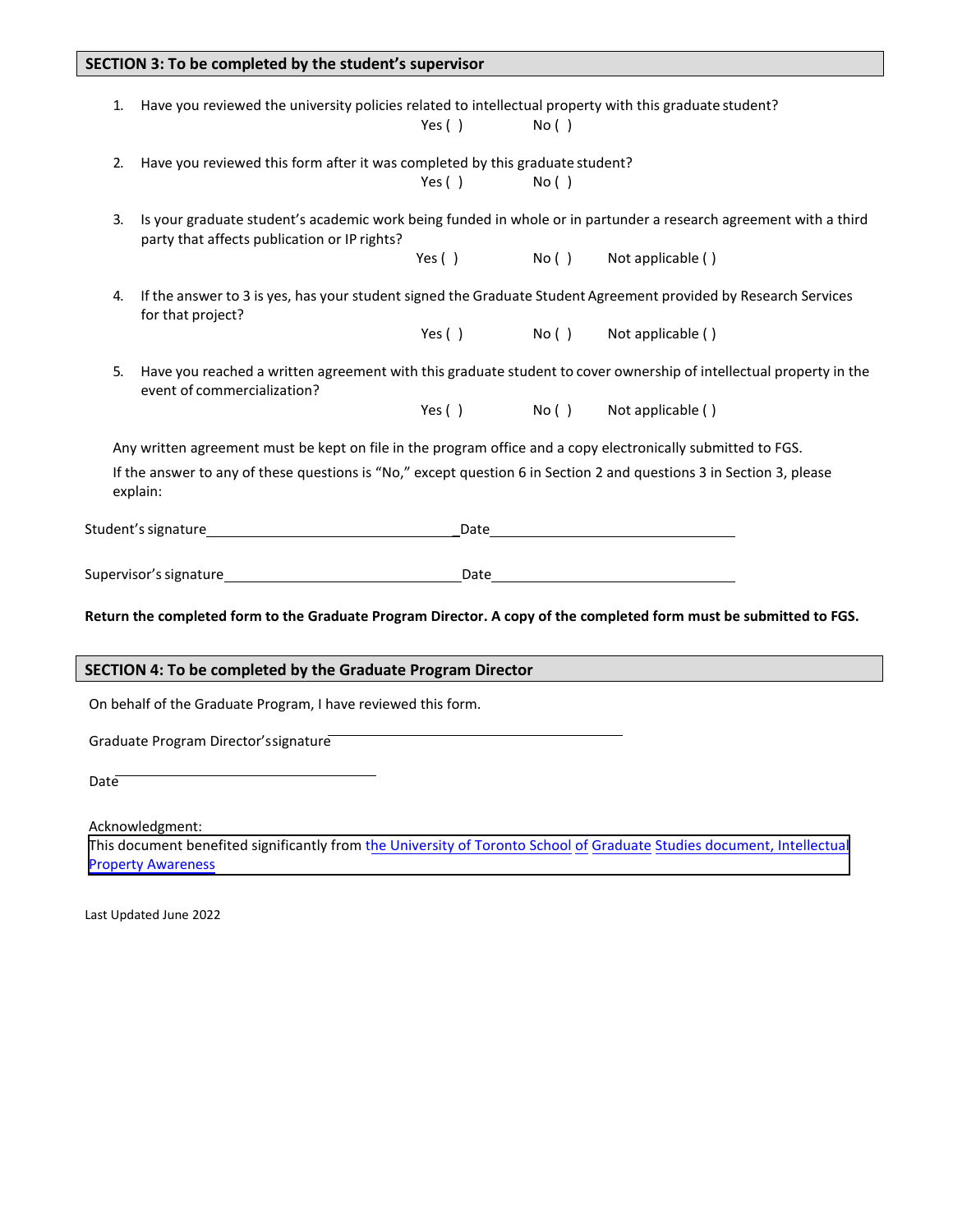## SECTION 3: To be completed by the student's supervisor

1. Have you reviewed the university policies related to intellectual property with this graduate student?
   Yes ( )   No ( )

2. Have you reviewed this form after it was completed by this graduate student?
   Yes ( )   No ( )

3. Is your graduate student's academic work being funded in whole or in partunder a research agreement with a third party that affects publication or IP rights?
   Yes ( )   No ( )   Not applicable ( )

4. If the answer to 3 is yes, has your student signed the Graduate Student Agreement provided by Research Services for that project?
   Yes ( )   No ( )   Not applicable ( )

5. Have you reached a written agreement with this graduate student to cover ownership of intellectual property in the event of commercialization?
   Yes ( )   No ( )   Not applicable ( )

Any written agreement must be kept on file in the program office and a copy electronically submitted to FGS.

If the answer to any of these questions is "No," except question 6 in Section 2 and questions 3 in Section 3, please explain:

Student's signature_______________________________Date_______________________________

Supervisor's signature_____________________________Date_______________________________

**Return the completed form to the Graduate Program Director. A copy of the completed form must be submitted to FGS.**

## SECTION 4: To be completed by the Graduate Program Director

On behalf of the Graduate Program, I have reviewed this form.

Graduate Program Director's signature_______________________________

Date_______________________________

Acknowledgment:

This document benefited significantly from the University of Toronto School of Graduate Studies document, Intellectual Property Awareness

Last Updated June 2022